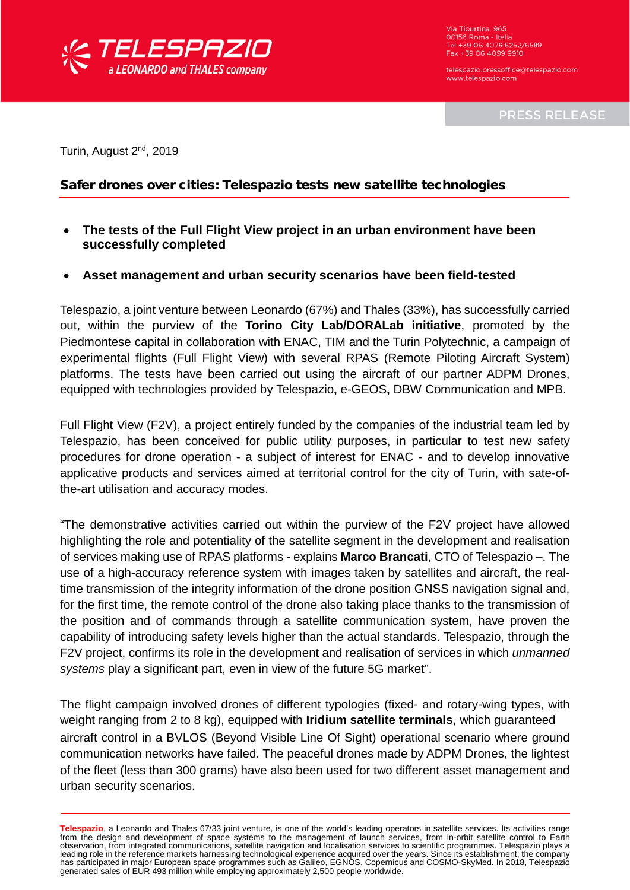Via Tiburtina, 965
00156 Roma - Italia
Tel +39 06 4079.6252/6589
Fax +39 06 4099 9910

telespazio.pressoffice@telespazio.com
www.telespazio.com

PRESS RELEASE

Turin, August 2nd, 2019

## Safer drones over cities: Telespazio tests new satellite technologies

- **The tests of the Full Flight View project in an urban environment have been successfully completed**
- **Asset management and urban security scenarios have been field-tested**

Telespazio, a joint venture between Leonardo (67%) and Thales (33%), has successfully carried out, within the purview of the **Torino City Lab/DORALab initiative**, promoted by the Piedmontese capital in collaboration with ENAC, TIM and the Turin Polytechnic, a campaign of experimental flights (Full Flight View) with several RPAS (Remote Piloting Aircraft System) platforms. The tests have been carried out using the aircraft of our partner ADPM Drones, equipped with technologies provided by Telespazio**,** e-GEOS**,** DBW Communication and MPB.

Full Flight View (F2V), a project entirely funded by the companies of the industrial team led by Telespazio, has been conceived for public utility purposes, in particular to test new safety procedures for drone operation - a subject of interest for ENAC - and to develop innovative applicative products and services aimed at territorial control for the city of Turin, with sate-of-the-art utilisation and accuracy modes.

"The demonstrative activities carried out within the purview of the F2V project have allowed highlighting the role and potentiality of the satellite segment in the development and realisation of services making use of RPAS platforms - explains **Marco Brancati**, CTO of Telespazio –. The use of a high-accuracy reference system with images taken by satellites and aircraft, the real-time transmission of the integrity information of the drone position GNSS navigation signal and, for the first time, the remote control of the drone also taking place thanks to the transmission of the position and of commands through a satellite communication system, have proven the capability of introducing safety levels higher than the actual standards. Telespazio, through the F2V project, confirms its role in the development and realisation of services in which *unmanned systems* play a significant part, even in view of the future 5G market".

The flight campaign involved drones of different typologies (fixed- and rotary-wing types, with weight ranging from 2 to 8 kg), equipped with **Iridium satellite terminals**, which guaranteed aircraft control in a BVLOS (Beyond Visible Line Of Sight) operational scenario where ground communication networks have failed. The peaceful drones made by ADPM Drones, the lightest of the fleet (less than 300 grams) have also been used for two different asset management and urban security scenarios.

---

**Telespazio**, a Leonardo and Thales 67/33 joint venture, is one of the world's leading operators in satellite services. Its activities range from the design and development of space systems to the management of launch services, from in-orbit satellite control to Earth observation, from integrated communications, satellite navigation and localisation services to scientific programmes. Telespazio plays a leading role in the reference markets harnessing technological experience acquired over the years. Since its establishment, the company has participated in major European space programmes such as Galileo, EGNOS, Copernicus and COSMO-SkyMed. In 2018, Telespazio generated sales of EUR 493 million while employing approximately 2,500 people worldwide.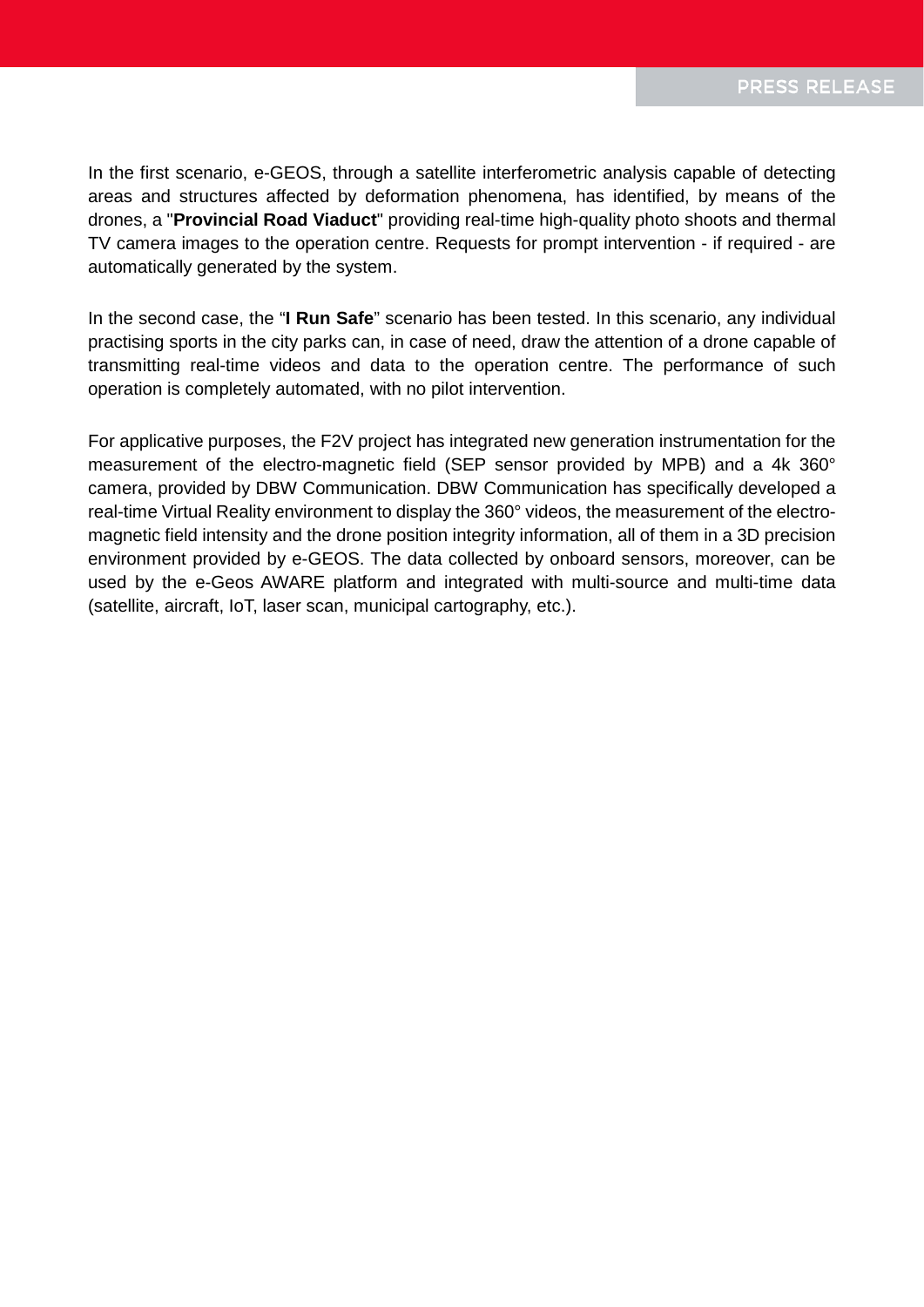In the first scenario, e-GEOS, through a satellite interferometric analysis capable of detecting areas and structures affected by deformation phenomena, has identified, by means of the drones, a "**Provincial Road Viaduct**" providing real-time high-quality photo shoots and thermal TV camera images to the operation centre. Requests for prompt intervention - if required - are automatically generated by the system.

In the second case, the “**I Run Safe**” scenario has been tested. In this scenario, any individual practising sports in the city parks can, in case of need, draw the attention of a drone capable of transmitting real-time videos and data to the operation centre. The performance of such operation is completely automated, with no pilot intervention.

For applicative purposes, the F2V project has integrated new generation instrumentation for the measurement of the electro-magnetic field (SEP sensor provided by MPB) and a 4k 360° camera, provided by DBW Communication. DBW Communication has specifically developed a real-time Virtual Reality environment to display the 360° videos, the measurement of the electro-magnetic field intensity and the drone position integrity information, all of them in a 3D precision environment provided by e-GEOS. The data collected by onboard sensors, moreover, can be used by the e-Geos AWARE platform and integrated with multi-source and multi-time data (satellite, aircraft, IoT, laser scan, municipal cartography, etc.).